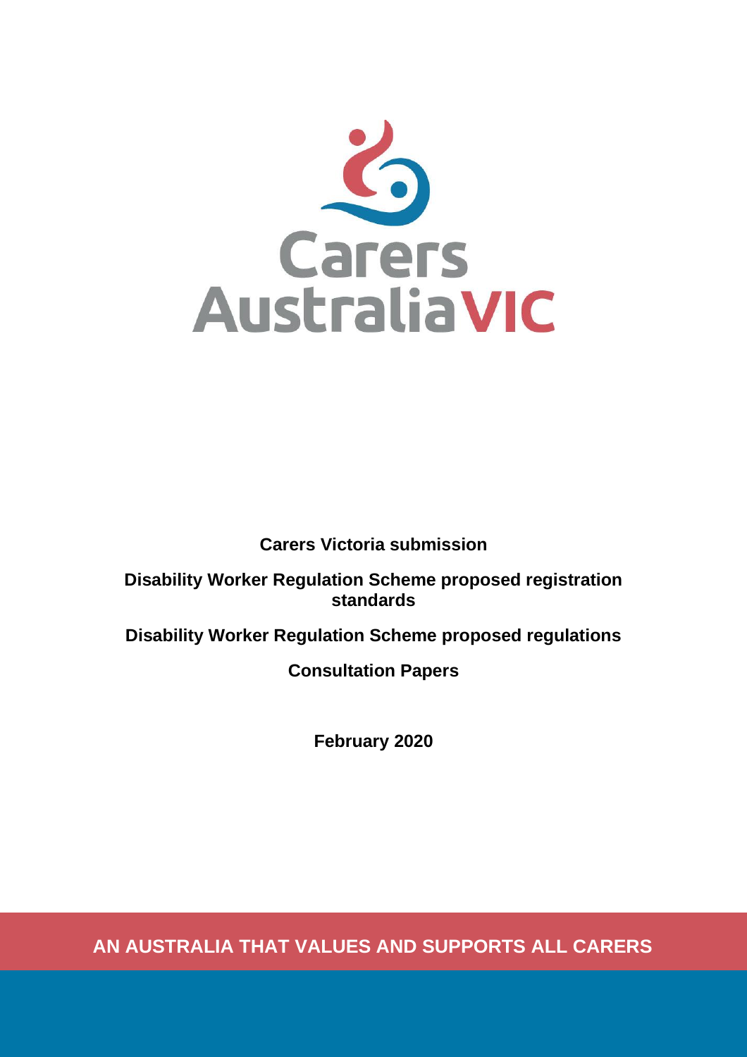Carers Australia VIC

**Carers Victoria submission**

**Disability Worker Regulation Scheme proposed registration standards**

**Disability Worker Regulation Scheme proposed regulations**

**Consultation Papers**

**February 2020**

**AN AUSTRALIA THAT VALUES AND SUPPORTS ALL CARERS**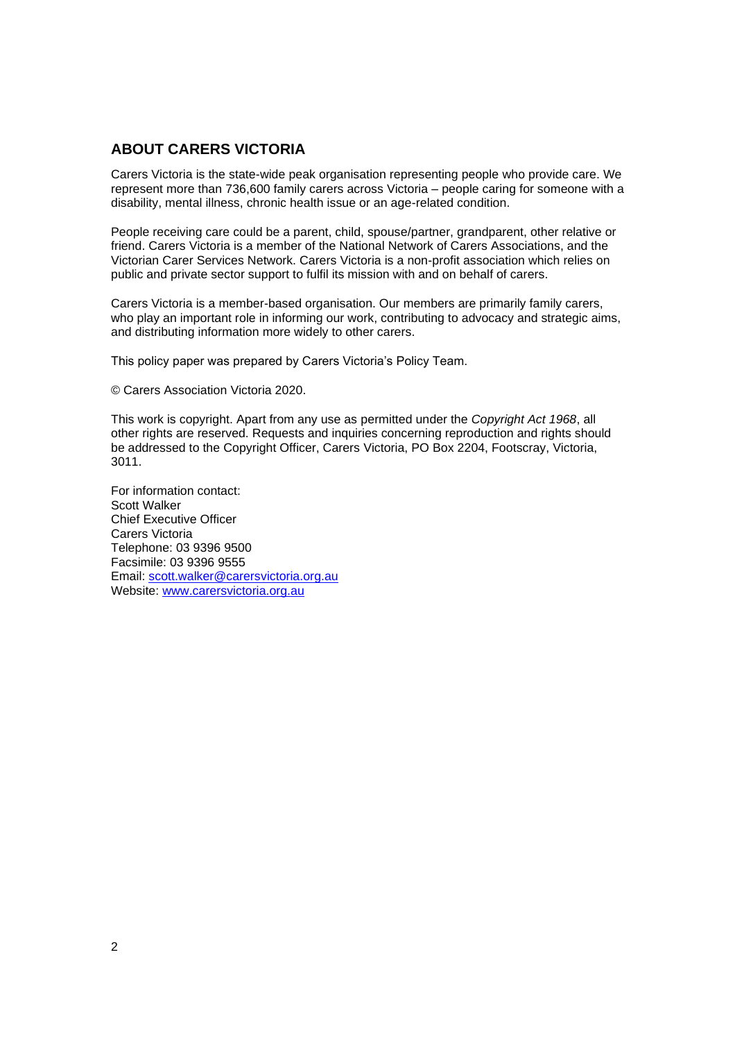## ABOUT CARERS VICTORIA

Carers Victoria is the state-wide peak organisation representing people who provide care. We represent more than 736,600 family carers across Victoria – people caring for someone with a disability, mental illness, chronic health issue or an age-related condition.

People receiving care could be a parent, child, spouse/partner, grandparent, other relative or friend. Carers Victoria is a member of the National Network of Carers Associations, and the Victorian Carer Services Network. Carers Victoria is a non-profit association which relies on public and private sector support to fulfil its mission with and on behalf of carers.

Carers Victoria is a member-based organisation. Our members are primarily family carers, who play an important role in informing our work, contributing to advocacy and strategic aims, and distributing information more widely to other carers.

This policy paper was prepared by Carers Victoria's Policy Team.

© Carers Association Victoria 2020.

This work is copyright. Apart from any use as permitted under the *Copyright Act 1968*, all other rights are reserved. Requests and inquiries concerning reproduction and rights should be addressed to the Copyright Officer, Carers Victoria, PO Box 2204, Footscray, Victoria, 3011.

For information contact:
Scott Walker
Chief Executive Officer
Carers Victoria
Telephone: 03 9396 9500
Facsimile: 03 9396 9555
Email: scott.walker@carersvictoria.org.au
Website: www.carersvictoria.org.au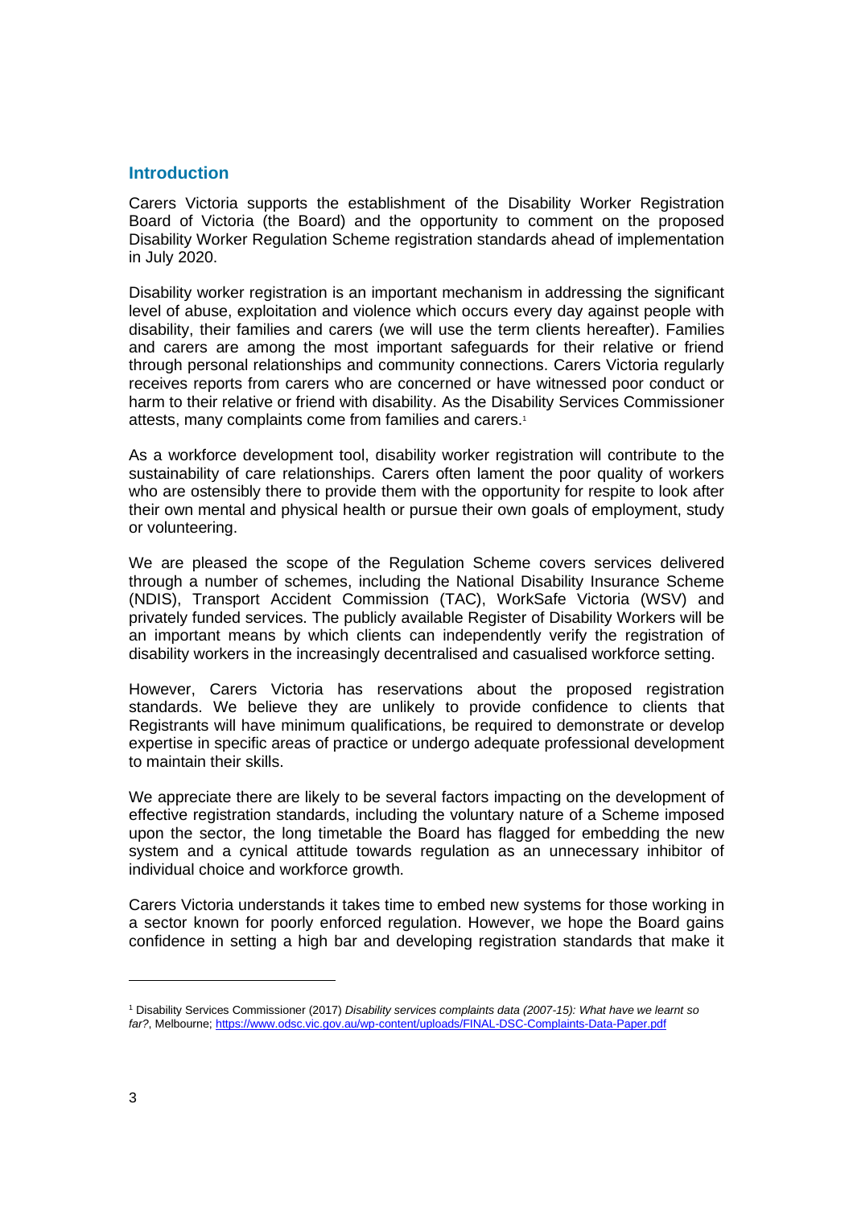## Introduction

Carers Victoria supports the establishment of the Disability Worker Registration Board of Victoria (the Board) and the opportunity to comment on the proposed Disability Worker Regulation Scheme registration standards ahead of implementation in July 2020.

Disability worker registration is an important mechanism in addressing the significant level of abuse, exploitation and violence which occurs every day against people with disability, their families and carers (we will use the term clients hereafter). Families and carers are among the most important safeguards for their relative or friend through personal relationships and community connections. Carers Victoria regularly receives reports from carers who are concerned or have witnessed poor conduct or harm to their relative or friend with disability. As the Disability Services Commissioner attests, many complaints come from families and carers.[1]

As a workforce development tool, disability worker registration will contribute to the sustainability of care relationships. Carers often lament the poor quality of workers who are ostensibly there to provide them with the opportunity for respite to look after their own mental and physical health or pursue their own goals of employment, study or volunteering.

We are pleased the scope of the Regulation Scheme covers services delivered through a number of schemes, including the National Disability Insurance Scheme (NDIS), Transport Accident Commission (TAC), WorkSafe Victoria (WSV) and privately funded services. The publicly available Register of Disability Workers will be an important means by which clients can independently verify the registration of disability workers in the increasingly decentralised and casualised workforce setting.

However, Carers Victoria has reservations about the proposed registration standards. We believe they are unlikely to provide confidence to clients that Registrants will have minimum qualifications, be required to demonstrate or develop expertise in specific areas of practice or undergo adequate professional development to maintain their skills.

We appreciate there are likely to be several factors impacting on the development of effective registration standards, including the voluntary nature of a Scheme imposed upon the sector, the long timetable the Board has flagged for embedding the new system and a cynical attitude towards regulation as an unnecessary inhibitor of individual choice and workforce growth.

Carers Victoria understands it takes time to embed new systems for those working in a sector known for poorly enforced regulation. However, we hope the Board gains confidence in setting a high bar and developing registration standards that make it

---

[1] Disability Services Commissioner (2017) *Disability services complaints data (2007-15): What have we learnt so far?*, Melbourne; https://www.odsc.vic.gov.au/wp-content/uploads/FINAL-DSC-Complaints-Data-Paper.pdf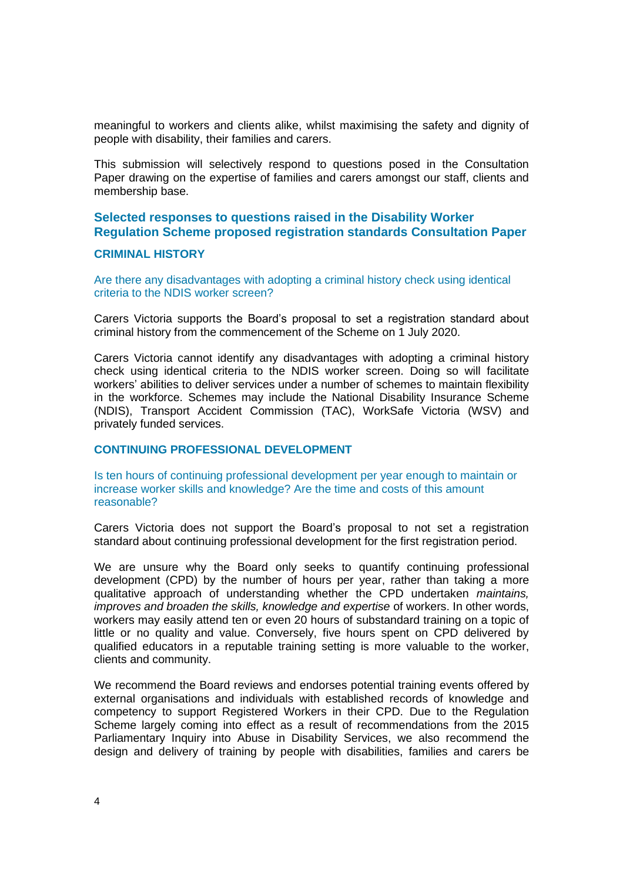meaningful to workers and clients alike, whilst maximising the safety and dignity of people with disability, their families and carers.

This submission will selectively respond to questions posed in the Consultation Paper drawing on the expertise of families and carers amongst our staff, clients and membership base.

## Selected responses to questions raised in the Disability Worker Regulation Scheme proposed registration standards Consultation Paper

### CRIMINAL HISTORY

#### Are there any disadvantages with adopting a criminal history check using identical criteria to the NDIS worker screen?

Carers Victoria supports the Board's proposal to set a registration standard about criminal history from the commencement of the Scheme on 1 July 2020.

Carers Victoria cannot identify any disadvantages with adopting a criminal history check using identical criteria to the NDIS worker screen. Doing so will facilitate workers' abilities to deliver services under a number of schemes to maintain flexibility in the workforce. Schemes may include the National Disability Insurance Scheme (NDIS), Transport Accident Commission (TAC), WorkSafe Victoria (WSV) and privately funded services.

### CONTINUING PROFESSIONAL DEVELOPMENT

#### Is ten hours of continuing professional development per year enough to maintain or increase worker skills and knowledge? Are the time and costs of this amount reasonable?

Carers Victoria does not support the Board's proposal to not set a registration standard about continuing professional development for the first registration period.

We are unsure why the Board only seeks to quantify continuing professional development (CPD) by the number of hours per year, rather than taking a more qualitative approach of understanding whether the CPD undertaken *maintains, improves and broaden the skills, knowledge and expertise* of workers. In other words, workers may easily attend ten or even 20 hours of substandard training on a topic of little or no quality and value. Conversely, five hours spent on CPD delivered by qualified educators in a reputable training setting is more valuable to the worker, clients and community.

We recommend the Board reviews and endorses potential training events offered by external organisations and individuals with established records of knowledge and competency to support Registered Workers in their CPD. Due to the Regulation Scheme largely coming into effect as a result of recommendations from the 2015 Parliamentary Inquiry into Abuse in Disability Services, we also recommend the design and delivery of training by people with disabilities, families and carers be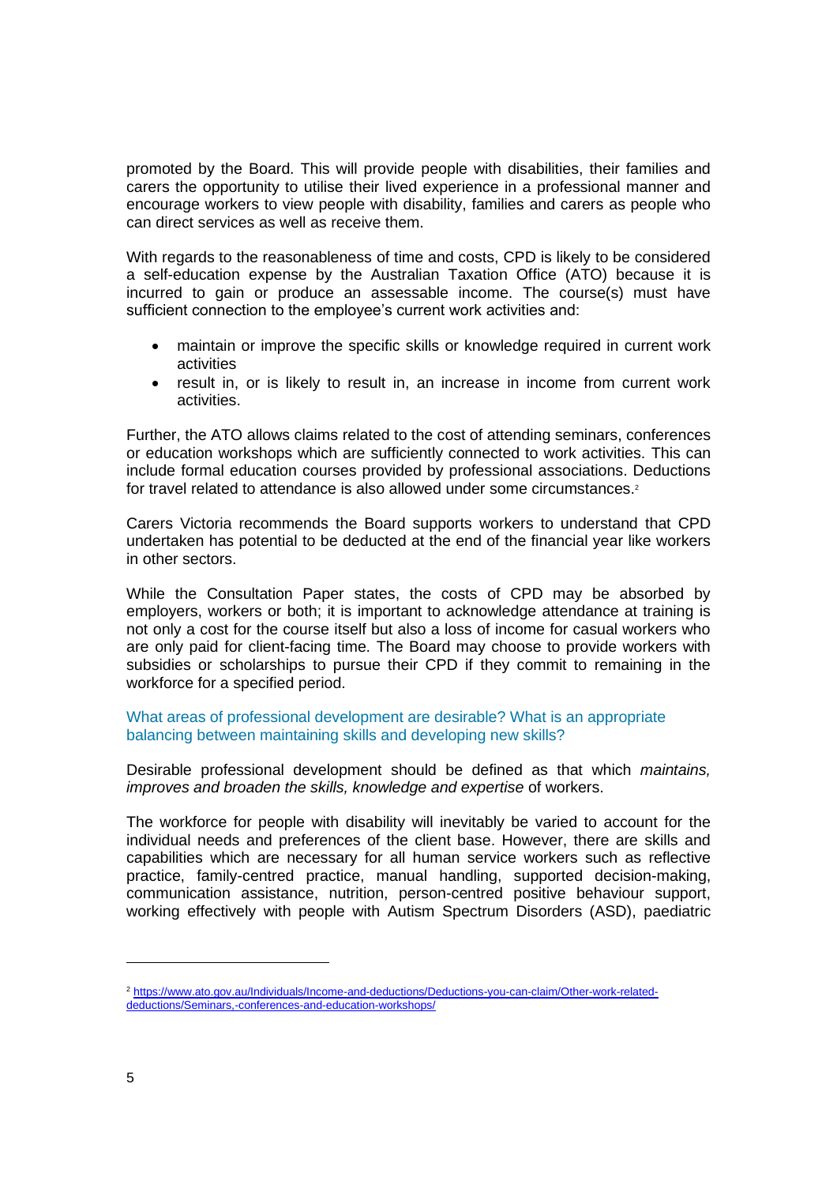promoted by the Board. This will provide people with disabilities, their families and carers the opportunity to utilise their lived experience in a professional manner and encourage workers to view people with disability, families and carers as people who can direct services as well as receive them.

With regards to the reasonableness of time and costs, CPD is likely to be considered a self-education expense by the Australian Taxation Office (ATO) because it is incurred to gain or produce an assessable income. The course(s) must have sufficient connection to the employee's current work activities and:

- maintain or improve the specific skills or knowledge required in current work activities
- result in, or is likely to result in, an increase in income from current work activities.

Further, the ATO allows claims related to the cost of attending seminars, conferences or education workshops which are sufficiently connected to work activities. This can include formal education courses provided by professional associations. Deductions for travel related to attendance is also allowed under some circumstances.[2]

Carers Victoria recommends the Board supports workers to understand that CPD undertaken has potential to be deducted at the end of the financial year like workers in other sectors.

While the Consultation Paper states, the costs of CPD may be absorbed by employers, workers or both; it is important to acknowledge attendance at training is not only a cost for the course itself but also a loss of income for casual workers who are only paid for client-facing time. The Board may choose to provide workers with subsidies or scholarships to pursue their CPD if they commit to remaining in the workforce for a specified period.

### What areas of professional development are desirable? What is an appropriate balancing between maintaining skills and developing new skills?

Desirable professional development should be defined as that which *maintains, improves and broaden the skills, knowledge and expertise* of workers.

The workforce for people with disability will inevitably be varied to account for the individual needs and preferences of the client base. However, there are skills and capabilities which are necessary for all human service workers such as reflective practice, family-centred practice, manual handling, supported decision-making, communication assistance, nutrition, person-centred positive behaviour support, working effectively with people with Autism Spectrum Disorders (ASD), paediatric

---

[2] https://www.ato.gov.au/Individuals/Income-and-deductions/Deductions-you-can-claim/Other-work-related-deductions/Seminars,-conferences-and-education-workshops/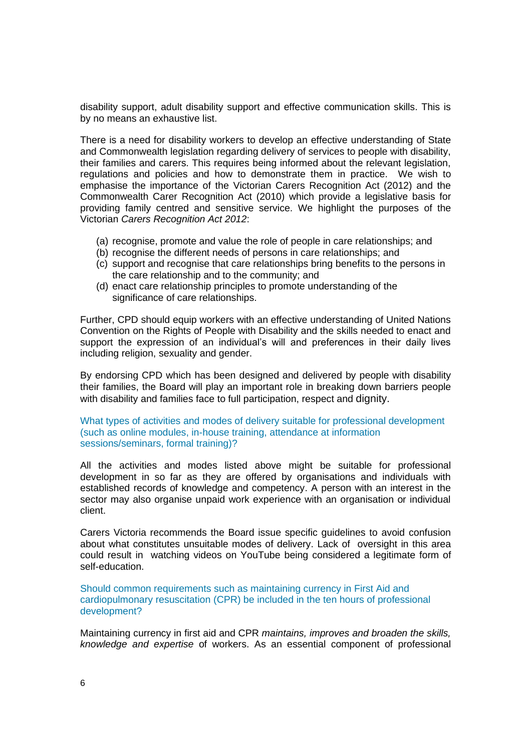disability support, adult disability support and effective communication skills. This is by no means an exhaustive list.

There is a need for disability workers to develop an effective understanding of State and Commonwealth legislation regarding delivery of services to people with disability, their families and carers. This requires being informed about the relevant legislation, regulations and policies and how to demonstrate them in practice. We wish to emphasise the importance of the Victorian Carers Recognition Act (2012) and the Commonwealth Carer Recognition Act (2010) which provide a legislative basis for providing family centred and sensitive service. We highlight the purposes of the Victorian *Carers Recognition Act 2012*:

(a) recognise, promote and value the role of people in care relationships; and
(b) recognise the different needs of persons in care relationships; and
(c) support and recognise that care relationships bring benefits to the persons in the care relationship and to the community; and
(d) enact care relationship principles to promote understanding of the significance of care relationships.

Further, CPD should equip workers with an effective understanding of United Nations Convention on the Rights of People with Disability and the skills needed to enact and support the expression of an individual's will and preferences in their daily lives including religion, sexuality and gender.

By endorsing CPD which has been designed and delivered by people with disability their families, the Board will play an important role in breaking down barriers people with disability and families face to full participation, respect and dignity.

### What types of activities and modes of delivery suitable for professional development (such as online modules, in-house training, attendance at information sessions/seminars, formal training)?

All the activities and modes listed above might be suitable for professional development in so far as they are offered by organisations and individuals with established records of knowledge and competency. A person with an interest in the sector may also organise unpaid work experience with an organisation or individual client.

Carers Victoria recommends the Board issue specific guidelines to avoid confusion about what constitutes unsuitable modes of delivery. Lack of oversight in this area could result in watching videos on YouTube being considered a legitimate form of self-education.

### Should common requirements such as maintaining currency in First Aid and cardiopulmonary resuscitation (CPR) be included in the ten hours of professional development?

Maintaining currency in first aid and CPR *maintains, improves and broaden the skills, knowledge and expertise* of workers. As an essential component of professional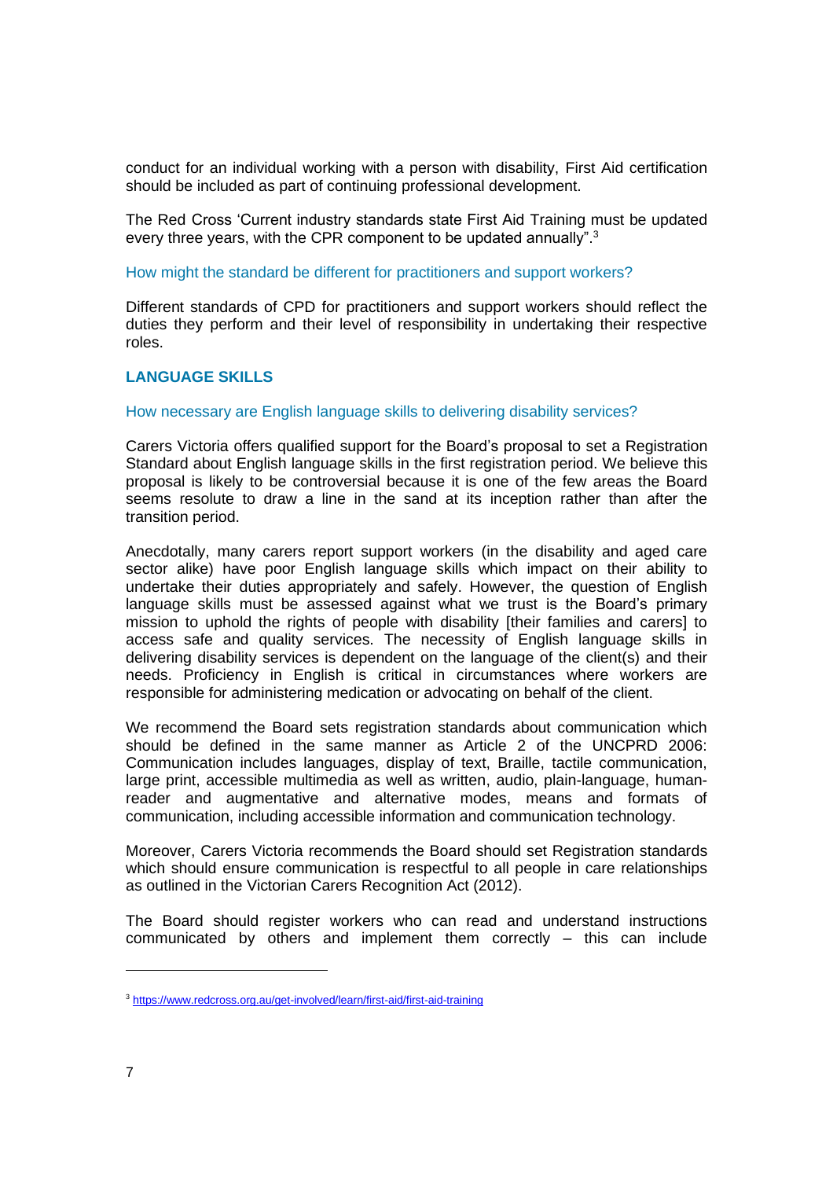conduct for an individual working with a person with disability, First Aid certification should be included as part of continuing professional development.

The Red Cross 'Current industry standards state First Aid Training must be updated every three years, with the CPR component to be updated annually".[3]

### How might the standard be different for practitioners and support workers?

Different standards of CPD for practitioners and support workers should reflect the duties they perform and their level of responsibility in undertaking their respective roles.

## LANGUAGE SKILLS

### How necessary are English language skills to delivering disability services?

Carers Victoria offers qualified support for the Board's proposal to set a Registration Standard about English language skills in the first registration period. We believe this proposal is likely to be controversial because it is one of the few areas the Board seems resolute to draw a line in the sand at its inception rather than after the transition period.

Anecdotally, many carers report support workers (in the disability and aged care sector alike) have poor English language skills which impact on their ability to undertake their duties appropriately and safely. However, the question of English language skills must be assessed against what we trust is the Board's primary mission to uphold the rights of people with disability [their families and carers] to access safe and quality services. The necessity of English language skills in delivering disability services is dependent on the language of the client(s) and their needs. Proficiency in English is critical in circumstances where workers are responsible for administering medication or advocating on behalf of the client.

We recommend the Board sets registration standards about communication which should be defined in the same manner as Article 2 of the UNCPRD 2006: Communication includes languages, display of text, Braille, tactile communication, large print, accessible multimedia as well as written, audio, plain-language, human-reader and augmentative and alternative modes, means and formats of communication, including accessible information and communication technology.

Moreover, Carers Victoria recommends the Board should set Registration standards which should ensure communication is respectful to all people in care relationships as outlined in the Victorian Carers Recognition Act (2012).

The Board should register workers who can read and understand instructions communicated by others and implement them correctly – this can include

---

[3] https://www.redcross.org.au/get-involved/learn/first-aid/first-aid-training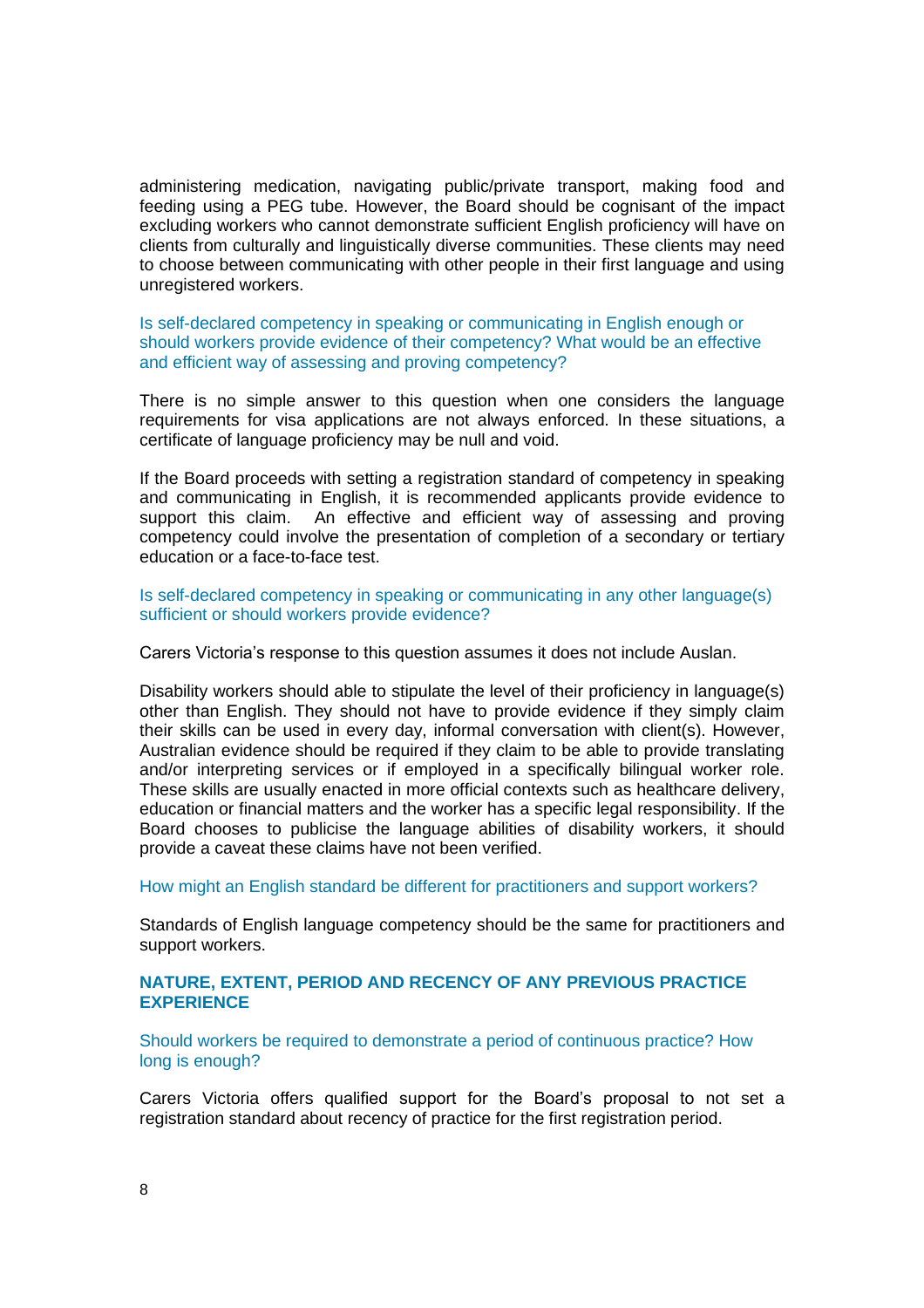administering medication, navigating public/private transport, making food and feeding using a PEG tube. However, the Board should be cognisant of the impact excluding workers who cannot demonstrate sufficient English proficiency will have on clients from culturally and linguistically diverse communities. These clients may need to choose between communicating with other people in their first language and using unregistered workers.

### Is self-declared competency in speaking or communicating in English enough or should workers provide evidence of their competency? What would be an effective and efficient way of assessing and proving competency?

There is no simple answer to this question when one considers the language requirements for visa applications are not always enforced. In these situations, a certificate of language proficiency may be null and void.

If the Board proceeds with setting a registration standard of competency in speaking and communicating in English, it is recommended applicants provide evidence to support this claim. An effective and efficient way of assessing and proving competency could involve the presentation of completion of a secondary or tertiary education or a face-to-face test.

### Is self-declared competency in speaking or communicating in any other language(s) sufficient or should workers provide evidence?

Carers Victoria's response to this question assumes it does not include Auslan.

Disability workers should able to stipulate the level of their proficiency in language(s) other than English. They should not have to provide evidence if they simply claim their skills can be used in every day, informal conversation with client(s). However, Australian evidence should be required if they claim to be able to provide translating and/or interpreting services or if employed in a specifically bilingual worker role. These skills are usually enacted in more official contexts such as healthcare delivery, education or financial matters and the worker has a specific legal responsibility. If the Board chooses to publicise the language abilities of disability workers, it should provide a caveat these claims have not been verified.

### How might an English standard be different for practitioners and support workers?

Standards of English language competency should be the same for practitioners and support workers.

## NATURE, EXTENT, PERIOD AND RECENCY OF ANY PREVIOUS PRACTICE EXPERIENCE

### Should workers be required to demonstrate a period of continuous practice? How long is enough?

Carers Victoria offers qualified support for the Board's proposal to not set a registration standard about recency of practice for the first registration period.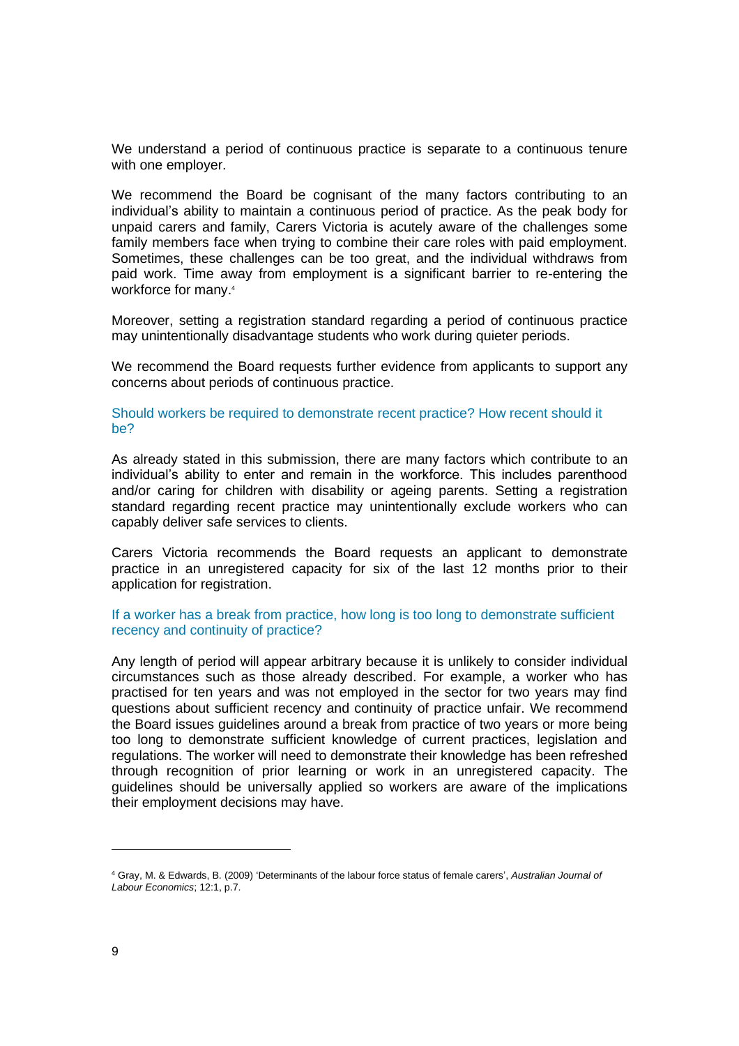We understand a period of continuous practice is separate to a continuous tenure with one employer.

We recommend the Board be cognisant of the many factors contributing to an individual's ability to maintain a continuous period of practice. As the peak body for unpaid carers and family, Carers Victoria is acutely aware of the challenges some family members face when trying to combine their care roles with paid employment. Sometimes, these challenges can be too great, and the individual withdraws from paid work. Time away from employment is a significant barrier to re-entering the workforce for many.[4]

Moreover, setting a registration standard regarding a period of continuous practice may unintentionally disadvantage students who work during quieter periods.

We recommend the Board requests further evidence from applicants to support any concerns about periods of continuous practice.

### Should workers be required to demonstrate recent practice? How recent should it be?

As already stated in this submission, there are many factors which contribute to an individual's ability to enter and remain in the workforce. This includes parenthood and/or caring for children with disability or ageing parents. Setting a registration standard regarding recent practice may unintentionally exclude workers who can capably deliver safe services to clients.

Carers Victoria recommends the Board requests an applicant to demonstrate practice in an unregistered capacity for six of the last 12 months prior to their application for registration.

### If a worker has a break from practice, how long is too long to demonstrate sufficient recency and continuity of practice?

Any length of period will appear arbitrary because it is unlikely to consider individual circumstances such as those already described. For example, a worker who has practised for ten years and was not employed in the sector for two years may find questions about sufficient recency and continuity of practice unfair. We recommend the Board issues guidelines around a break from practice of two years or more being too long to demonstrate sufficient knowledge of current practices, legislation and regulations. The worker will need to demonstrate their knowledge has been refreshed through recognition of prior learning or work in an unregistered capacity. The guidelines should be universally applied so workers are aware of the implications their employment decisions may have.

---

[4] Gray, M. & Edwards, B. (2009) 'Determinants of the labour force status of female carers', *Australian Journal of Labour Economics*; 12:1, p.7.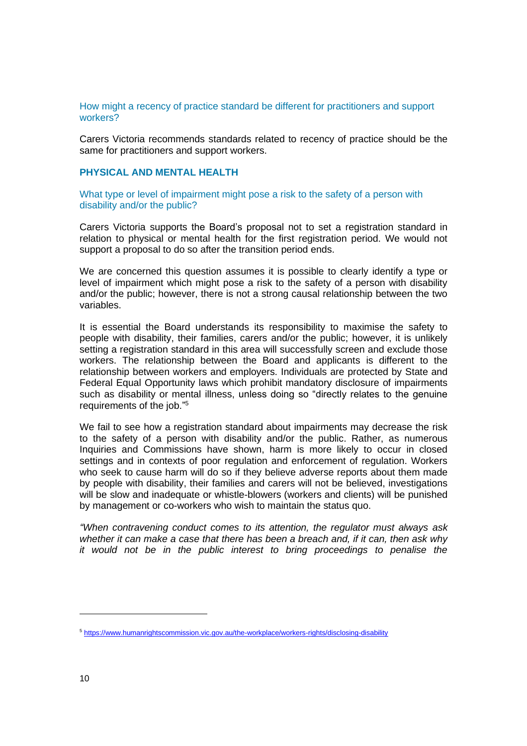### How might a recency of practice standard be different for practitioners and support workers?

Carers Victoria recommends standards related to recency of practice should be the same for practitioners and support workers.

## PHYSICAL AND MENTAL HEALTH

### What type or level of impairment might pose a risk to the safety of a person with disability and/or the public?

Carers Victoria supports the Board's proposal not to set a registration standard in relation to physical or mental health for the first registration period. We would not support a proposal to do so after the transition period ends.

We are concerned this question assumes it is possible to clearly identify a type or level of impairment which might pose a risk to the safety of a person with disability and/or the public; however, there is not a strong causal relationship between the two variables.

It is essential the Board understands its responsibility to maximise the safety to people with disability, their families, carers and/or the public; however, it is unlikely setting a registration standard in this area will successfully screen and exclude those workers. The relationship between the Board and applicants is different to the relationship between workers and employers. Individuals are protected by State and Federal Equal Opportunity laws which prohibit mandatory disclosure of impairments such as disability or mental illness, unless doing so "directly relates to the genuine requirements of the job."[5]

We fail to see how a registration standard about impairments may decrease the risk to the safety of a person with disability and/or the public. Rather, as numerous Inquiries and Commissions have shown, harm is more likely to occur in closed settings and in contexts of poor regulation and enforcement of regulation. Workers who seek to cause harm will do so if they believe adverse reports about them made by people with disability, their families and carers will not be believed, investigations will be slow and inadequate or whistle-blowers (workers and clients) will be punished by management or co-workers who wish to maintain the status quo.

*"When contravening conduct comes to its attention, the regulator must always ask whether it can make a case that there has been a breach and, if it can, then ask why it would not be in the public interest to bring proceedings to penalise the*

---

[5] https://www.humanrightscommission.vic.gov.au/the-workplace/workers-rights/disclosing-disability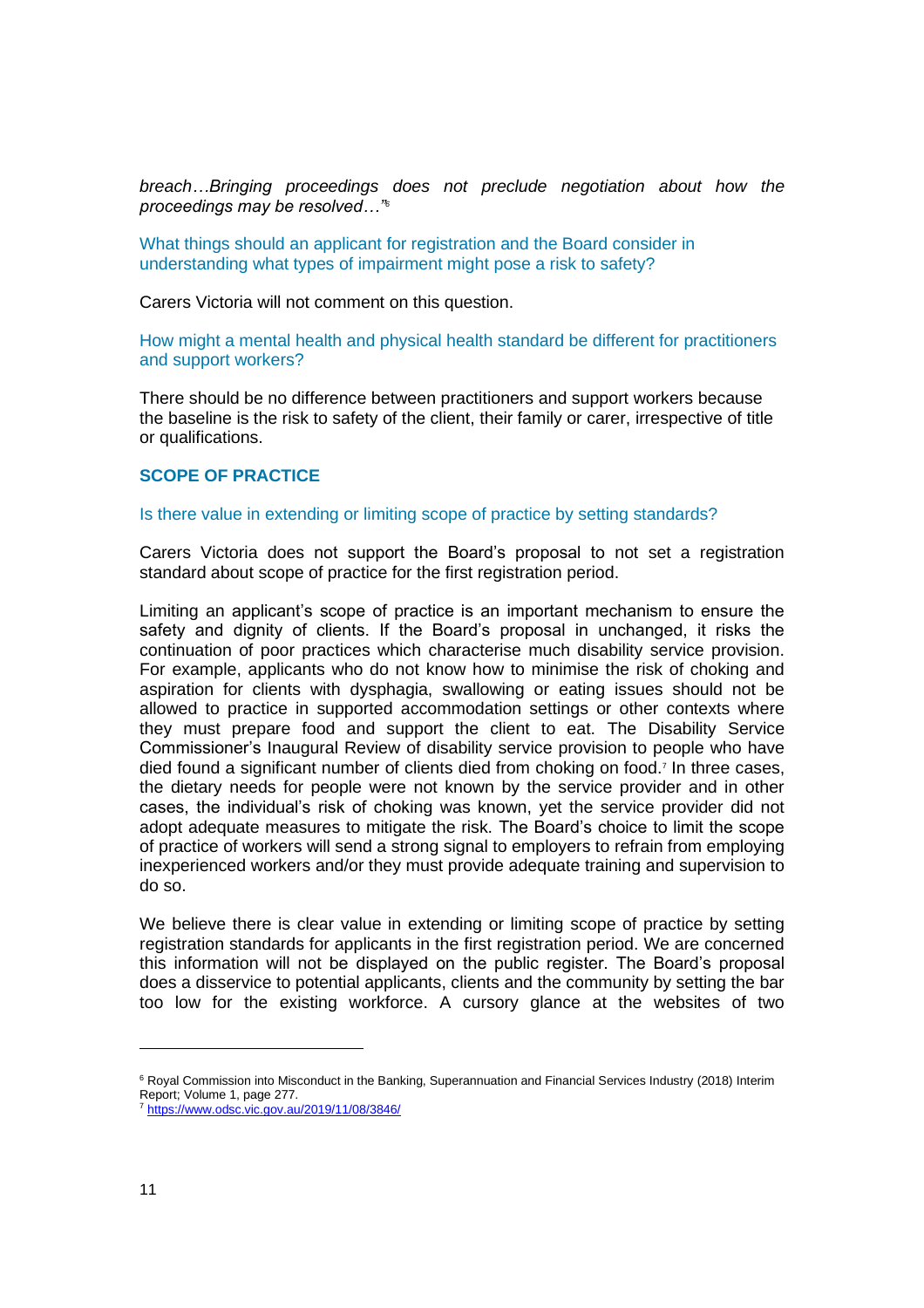*breach…Bringing proceedings does not preclude negotiation about how the proceedings may be resolved…"*[6]

What things should an applicant for registration and the Board consider in understanding what types of impairment might pose a risk to safety?

Carers Victoria will not comment on this question.

How might a mental health and physical health standard be different for practitioners and support workers?

There should be no difference between practitioners and support workers because the baseline is the risk to safety of the client, their family or carer, irrespective of title or qualifications.

### SCOPE OF PRACTICE

Is there value in extending or limiting scope of practice by setting standards?

Carers Victoria does not support the Board's proposal to not set a registration standard about scope of practice for the first registration period.

Limiting an applicant's scope of practice is an important mechanism to ensure the safety and dignity of clients. If the Board's proposal in unchanged, it risks the continuation of poor practices which characterise much disability service provision. For example, applicants who do not know how to minimise the risk of choking and aspiration for clients with dysphagia, swallowing or eating issues should not be allowed to practice in supported accommodation settings or other contexts where they must prepare food and support the client to eat. The Disability Service Commissioner's Inaugural Review of disability service provision to people who have died found a significant number of clients died from choking on food.[7] In three cases, the dietary needs for people were not known by the service provider and in other cases, the individual's risk of choking was known, yet the service provider did not adopt adequate measures to mitigate the risk. The Board's choice to limit the scope of practice of workers will send a strong signal to employers to refrain from employing inexperienced workers and/or they must provide adequate training and supervision to do so.

We believe there is clear value in extending or limiting scope of practice by setting registration standards for applicants in the first registration period. We are concerned this information will not be displayed on the public register. The Board's proposal does a disservice to potential applicants, clients and the community by setting the bar too low for the existing workforce. A cursory glance at the websites of two

---

[6] Royal Commission into Misconduct in the Banking, Superannuation and Financial Services Industry (2018) Interim Report; Volume 1, page 277.

[7] https://www.odsc.vic.gov.au/2019/11/08/3846/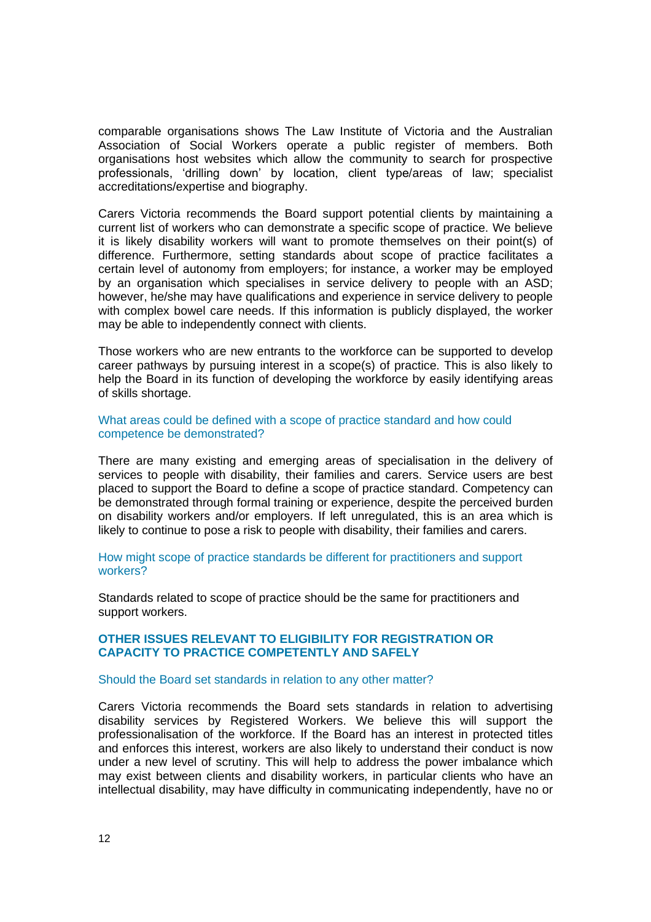comparable organisations shows The Law Institute of Victoria and the Australian Association of Social Workers operate a public register of members. Both organisations host websites which allow the community to search for prospective professionals, 'drilling down' by location, client type/areas of law; specialist accreditations/expertise and biography.

Carers Victoria recommends the Board support potential clients by maintaining a current list of workers who can demonstrate a specific scope of practice. We believe it is likely disability workers will want to promote themselves on their point(s) of difference. Furthermore, setting standards about scope of practice facilitates a certain level of autonomy from employers; for instance, a worker may be employed by an organisation which specialises in service delivery to people with an ASD; however, he/she may have qualifications and experience in service delivery to people with complex bowel care needs. If this information is publicly displayed, the worker may be able to independently connect with clients.

Those workers who are new entrants to the workforce can be supported to develop career pathways by pursuing interest in a scope(s) of practice. This is also likely to help the Board in its function of developing the workforce by easily identifying areas of skills shortage.

### What areas could be defined with a scope of practice standard and how could competence be demonstrated?

There are many existing and emerging areas of specialisation in the delivery of services to people with disability, their families and carers. Service users are best placed to support the Board to define a scope of practice standard. Competency can be demonstrated through formal training or experience, despite the perceived burden on disability workers and/or employers. If left unregulated, this is an area which is likely to continue to pose a risk to people with disability, their families and carers.

### How might scope of practice standards be different for practitioners and support workers?

Standards related to scope of practice should be the same for practitioners and support workers.

## OTHER ISSUES RELEVANT TO ELIGIBILITY FOR REGISTRATION OR CAPACITY TO PRACTICE COMPETENTLY AND SAFELY

### Should the Board set standards in relation to any other matter?

Carers Victoria recommends the Board sets standards in relation to advertising disability services by Registered Workers. We believe this will support the professionalisation of the workforce. If the Board has an interest in protected titles and enforces this interest, workers are also likely to understand their conduct is now under a new level of scrutiny. This will help to address the power imbalance which may exist between clients and disability workers, in particular clients who have an intellectual disability, may have difficulty in communicating independently, have no or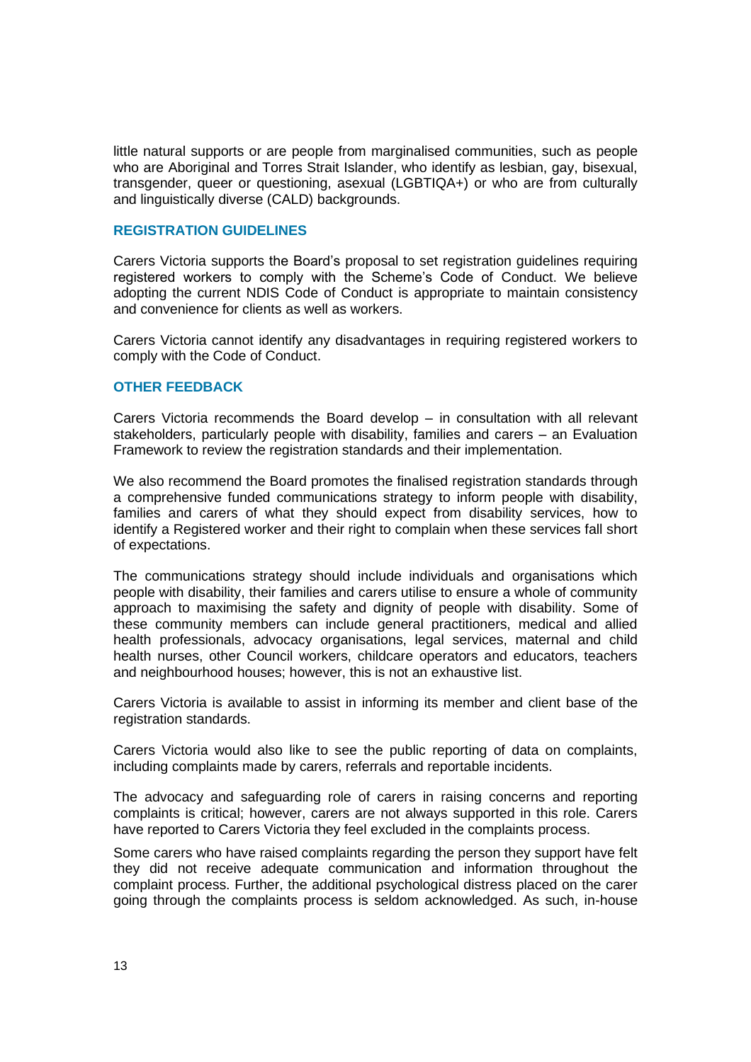little natural supports or are people from marginalised communities, such as people who are Aboriginal and Torres Strait Islander, who identify as lesbian, gay, bisexual, transgender, queer or questioning, asexual (LGBTIQA+) or who are from culturally and linguistically diverse (CALD) backgrounds.

## REGISTRATION GUIDELINES

Carers Victoria supports the Board's proposal to set registration guidelines requiring registered workers to comply with the Scheme's Code of Conduct. We believe adopting the current NDIS Code of Conduct is appropriate to maintain consistency and convenience for clients as well as workers.

Carers Victoria cannot identify any disadvantages in requiring registered workers to comply with the Code of Conduct.

## OTHER FEEDBACK

Carers Victoria recommends the Board develop – in consultation with all relevant stakeholders, particularly people with disability, families and carers – an Evaluation Framework to review the registration standards and their implementation.

We also recommend the Board promotes the finalised registration standards through a comprehensive funded communications strategy to inform people with disability, families and carers of what they should expect from disability services, how to identify a Registered worker and their right to complain when these services fall short of expectations.

The communications strategy should include individuals and organisations which people with disability, their families and carers utilise to ensure a whole of community approach to maximising the safety and dignity of people with disability. Some of these community members can include general practitioners, medical and allied health professionals, advocacy organisations, legal services, maternal and child health nurses, other Council workers, childcare operators and educators, teachers and neighbourhood houses; however, this is not an exhaustive list.

Carers Victoria is available to assist in informing its member and client base of the registration standards.

Carers Victoria would also like to see the public reporting of data on complaints, including complaints made by carers, referrals and reportable incidents.

The advocacy and safeguarding role of carers in raising concerns and reporting complaints is critical; however, carers are not always supported in this role. Carers have reported to Carers Victoria they feel excluded in the complaints process.

Some carers who have raised complaints regarding the person they support have felt they did not receive adequate communication and information throughout the complaint process. Further, the additional psychological distress placed on the carer going through the complaints process is seldom acknowledged. As such, in-house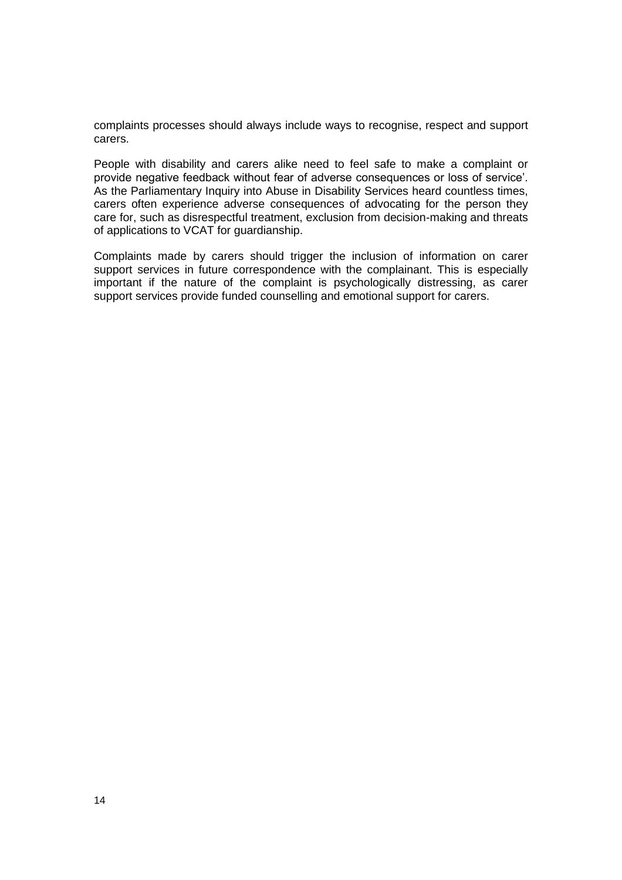complaints processes should always include ways to recognise, respect and support carers.

People with disability and carers alike need to feel safe to make a complaint or provide negative feedback without fear of adverse consequences or loss of service'. As the Parliamentary Inquiry into Abuse in Disability Services heard countless times, carers often experience adverse consequences of advocating for the person they care for, such as disrespectful treatment, exclusion from decision-making and threats of applications to VCAT for guardianship.

Complaints made by carers should trigger the inclusion of information on carer support services in future correspondence with the complainant. This is especially important if the nature of the complaint is psychologically distressing, as carer support services provide funded counselling and emotional support for carers.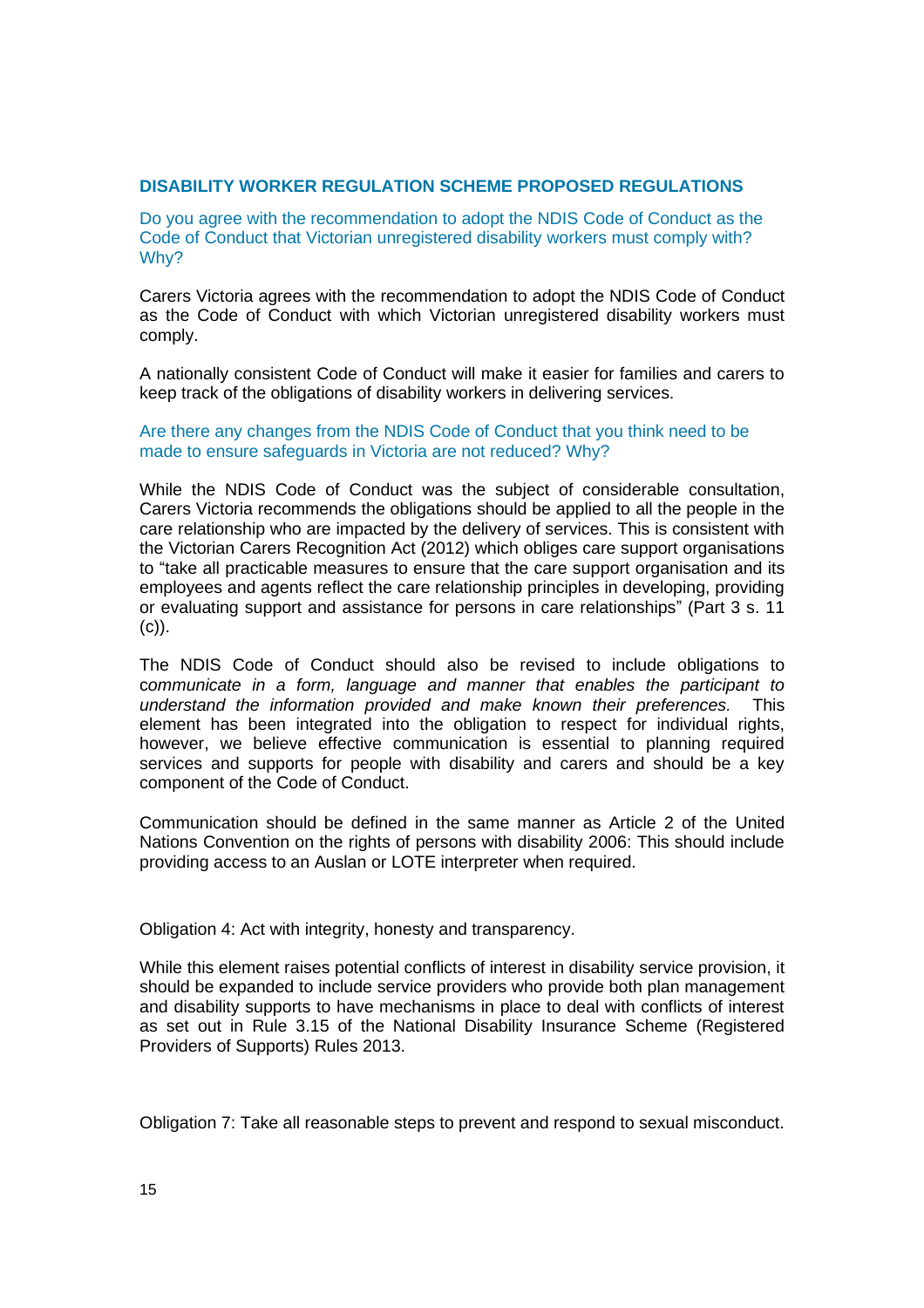## DISABILITY WORKER REGULATION SCHEME PROPOSED REGULATIONS

Do you agree with the recommendation to adopt the NDIS Code of Conduct as the Code of Conduct that Victorian unregistered disability workers must comply with? Why?

Carers Victoria agrees with the recommendation to adopt the NDIS Code of Conduct as the Code of Conduct with which Victorian unregistered disability workers must comply.

A nationally consistent Code of Conduct will make it easier for families and carers to keep track of the obligations of disability workers in delivering services.

Are there any changes from the NDIS Code of Conduct that you think need to be made to ensure safeguards in Victoria are not reduced? Why?

While the NDIS Code of Conduct was the subject of considerable consultation, Carers Victoria recommends the obligations should be applied to all the people in the care relationship who are impacted by the delivery of services. This is consistent with the Victorian Carers Recognition Act (2012) which obliges care support organisations to "take all practicable measures to ensure that the care support organisation and its employees and agents reflect the care relationship principles in developing, providing or evaluating support and assistance for persons in care relationships" (Part 3 s. 11 (c)).

The NDIS Code of Conduct should also be revised to include obligations to c*ommunicate in a form, language and manner that enables the participant to understand the information provided and make known their preferences.* This element has been integrated into the obligation to respect for individual rights, however, we believe effective communication is essential to planning required services and supports for people with disability and carers and should be a key component of the Code of Conduct.

Communication should be defined in the same manner as Article 2 of the United Nations Convention on the rights of persons with disability 2006: This should include providing access to an Auslan or LOTE interpreter when required.

Obligation 4: Act with integrity, honesty and transparency.

While this element raises potential conflicts of interest in disability service provision, it should be expanded to include service providers who provide both plan management and disability supports to have mechanisms in place to deal with conflicts of interest as set out in Rule 3.15 of the National Disability Insurance Scheme (Registered Providers of Supports) Rules 2013.

Obligation 7: Take all reasonable steps to prevent and respond to sexual misconduct.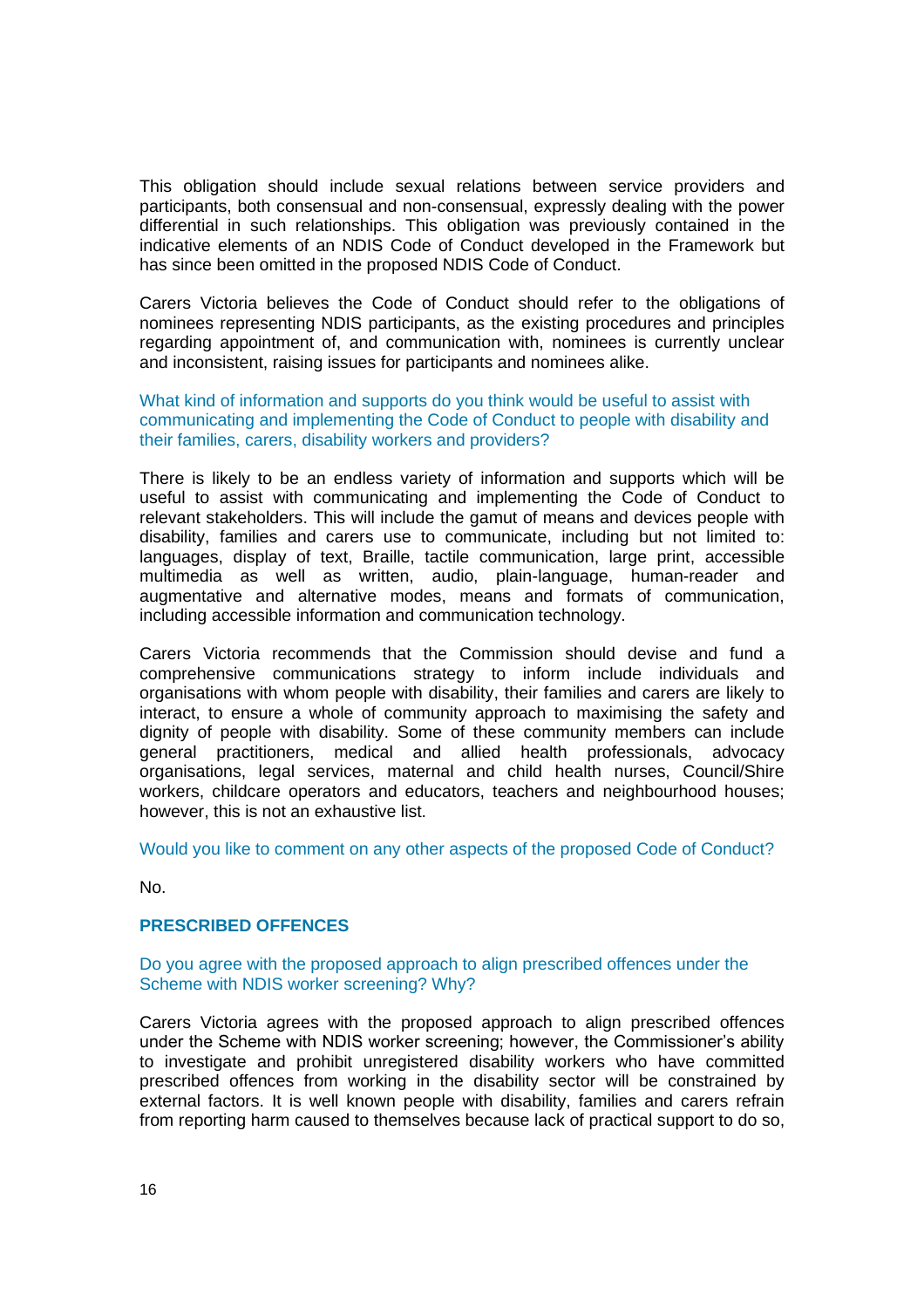This obligation should include sexual relations between service providers and participants, both consensual and non-consensual, expressly dealing with the power differential in such relationships. This obligation was previously contained in the indicative elements of an NDIS Code of Conduct developed in the Framework but has since been omitted in the proposed NDIS Code of Conduct.

Carers Victoria believes the Code of Conduct should refer to the obligations of nominees representing NDIS participants, as the existing procedures and principles regarding appointment of, and communication with, nominees is currently unclear and inconsistent, raising issues for participants and nominees alike.

What kind of information and supports do you think would be useful to assist with communicating and implementing the Code of Conduct to people with disability and their families, carers, disability workers and providers?

There is likely to be an endless variety of information and supports which will be useful to assist with communicating and implementing the Code of Conduct to relevant stakeholders. This will include the gamut of means and devices people with disability, families and carers use to communicate, including but not limited to: languages, display of text, Braille, tactile communication, large print, accessible multimedia as well as written, audio, plain-language, human-reader and augmentative and alternative modes, means and formats of communication, including accessible information and communication technology.

Carers Victoria recommends that the Commission should devise and fund a comprehensive communications strategy to inform include individuals and organisations with whom people with disability, their families and carers are likely to interact, to ensure a whole of community approach to maximising the safety and dignity of people with disability. Some of these community members can include general practitioners, medical and allied health professionals, advocacy organisations, legal services, maternal and child health nurses, Council/Shire workers, childcare operators and educators, teachers and neighbourhood houses; however, this is not an exhaustive list.

Would you like to comment on any other aspects of the proposed Code of Conduct?

No.

## PRESCRIBED OFFENCES

Do you agree with the proposed approach to align prescribed offences under the Scheme with NDIS worker screening? Why?

Carers Victoria agrees with the proposed approach to align prescribed offences under the Scheme with NDIS worker screening; however, the Commissioner's ability to investigate and prohibit unregistered disability workers who have committed prescribed offences from working in the disability sector will be constrained by external factors. It is well known people with disability, families and carers refrain from reporting harm caused to themselves because lack of practical support to do so,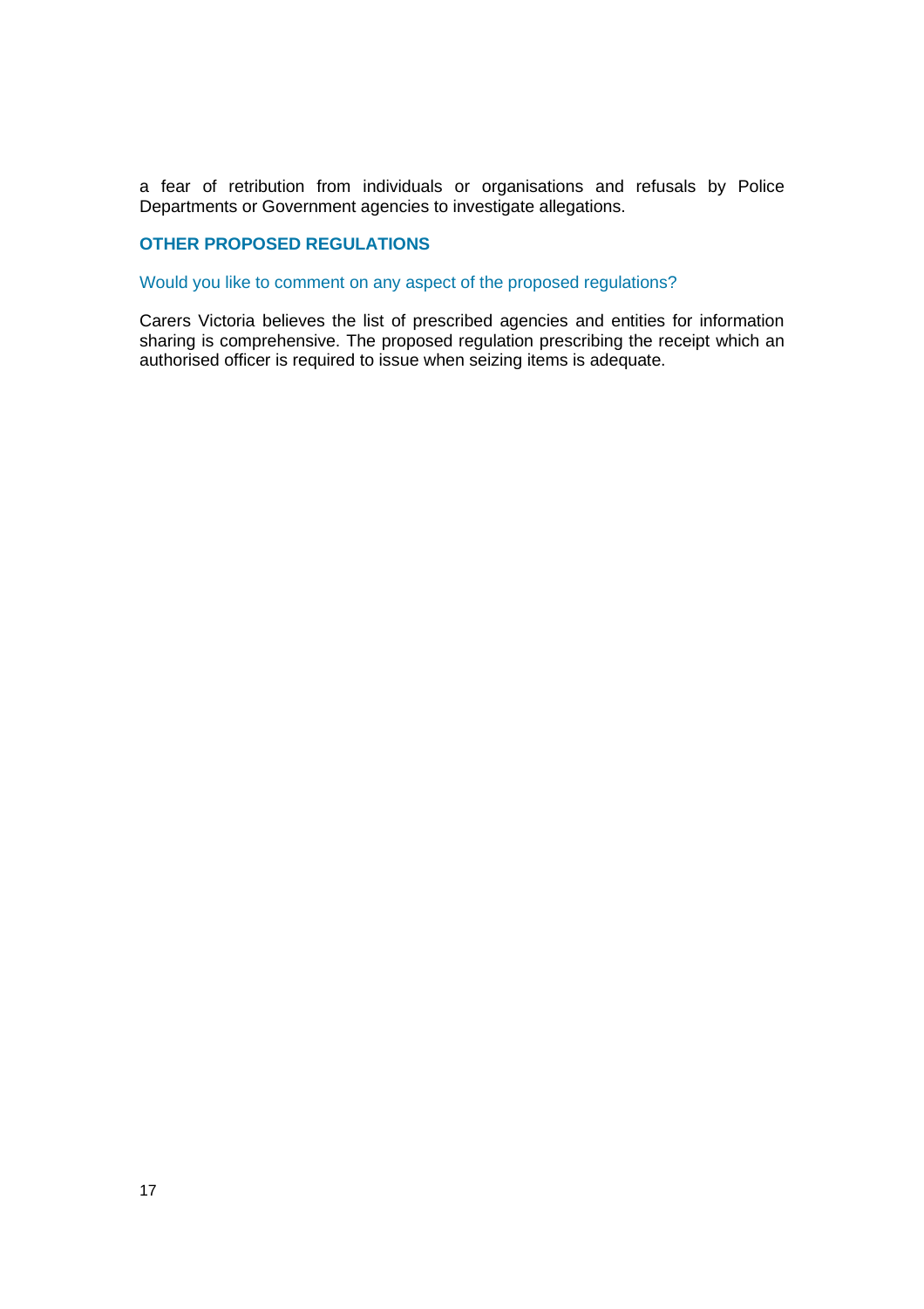a fear of retribution from individuals or organisations and refusals by Police Departments or Government agencies to investigate allegations.

## OTHER PROPOSED REGULATIONS

### Would you like to comment on any aspect of the proposed regulations?

Carers Victoria believes the list of prescribed agencies and entities for information sharing is comprehensive. The proposed regulation prescribing the receipt which an authorised officer is required to issue when seizing items is adequate.